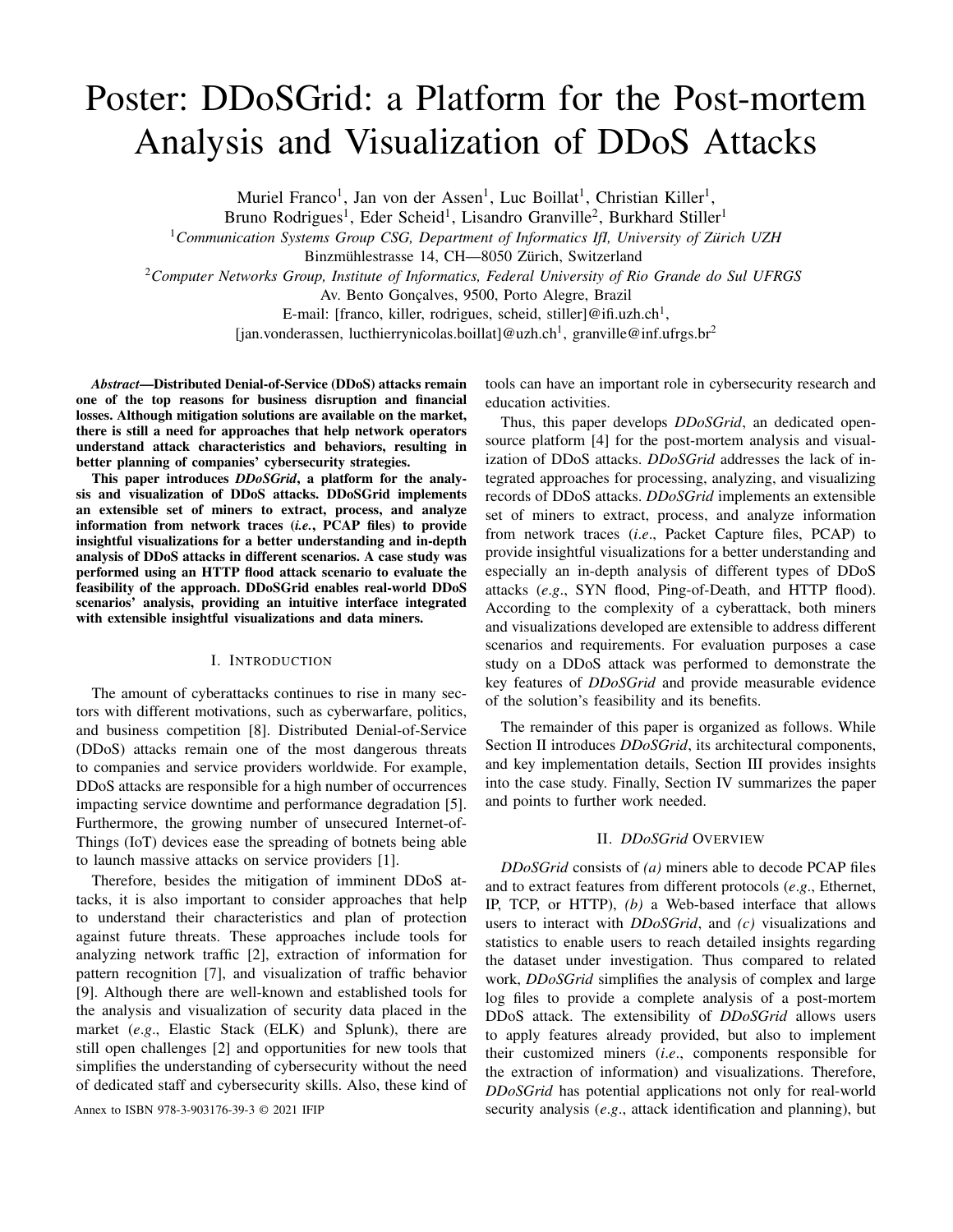# Poster: DDoSGrid: a Platform for the Post-mortem Analysis and Visualization of DDoS Attacks

Muriel Franco[1], Jan von der Assen[1], Luc Boillat[1], Christian Killer[1], Bruno Rodrigues[1], Eder Scheid[1], Lisandro Granville[2], Burkhard Stiller[1]

[1]*Communication Systems Group CSG, Department of Informatics IfI, University of Zürich UZH*
Binzmühlestrasse 14, CH—8050 Zürich, Switzerland

[2]*Computer Networks Group, Institute of Informatics, Federal University of Rio Grande do Sul UFRGS*
Av. Bento Gonçalves, 9500, Porto Alegre, Brazil

E-mail: [franco, killer, rodrigues, scheid, stiller]@ifi.uzh.ch[1], [jan.vonderassen, lucthierrynicolas.boillat]@uzh.ch[1], granville@inf.ufrgs.br[2]

***Abstract*—Distributed Denial-of-Service (DDoS) attacks remain one of the top reasons for business disruption and financial losses. Although mitigation solutions are available on the market, there is still a need for approaches that help network operators understand attack characteristics and behaviors, resulting in better planning of companies' cybersecurity strategies.**

**This paper introduces *DDoSGrid*, a platform for the analysis and visualization of DDoS attacks. DDoSGrid implements an extensible set of miners to extract, process, and analyze information from network traces (*i.e.*, PCAP files) to provide insightful visualizations for a better understanding and in-depth analysis of DDoS attacks in different scenarios. A case study was performed using an HTTP flood attack scenario to evaluate the feasibility of the approach. DDoSGrid enables real-world DDoS scenarios' analysis, providing an intuitive interface integrated with extensible insightful visualizations and data miners.**

## I. Introduction

The amount of cyberattacks continues to rise in many sectors with different motivations, such as cyberwarfare, politics, and business competition [8]. Distributed Denial-of-Service (DDoS) attacks remain one of the most dangerous threats to companies and service providers worldwide. For example, DDoS attacks are responsible for a high number of occurrences impacting service downtime and performance degradation [5]. Furthermore, the growing number of unsecured Internet-of-Things (IoT) devices ease the spreading of botnets being able to launch massive attacks on service providers [1].

Therefore, besides the mitigation of imminent DDoS attacks, it is also important to consider approaches that help to understand their characteristics and plan of protection against future threats. These approaches include tools for analyzing network traffic [2], extraction of information for pattern recognition [7], and visualization of traffic behavior [9]. Although there are well-known and established tools for the analysis and visualization of security data placed in the market (*e.g.*, Elastic Stack (ELK) and Splunk), there are still open challenges [2] and opportunities for new tools that simplifies the understanding of cybersecurity without the need of dedicated staff and cybersecurity skills. Also, these kind of tools can have an important role in cybersecurity research and education activities.

Thus, this paper develops *DDoSGrid*, an dedicated open-source platform [4] for the post-mortem analysis and visualization of DDoS attacks. *DDoSGrid* addresses the lack of integrated approaches for processing, analyzing, and visualizing records of DDoS attacks. *DDoSGrid* implements an extensible set of miners to extract, process, and analyze information from network traces (*i.e.*, Packet Capture files, PCAP) to provide insightful visualizations for a better understanding and especially an in-depth analysis of different types of DDoS attacks (*e.g.*, SYN flood, Ping-of-Death, and HTTP flood). According to the complexity of a cyberattack, both miners and visualizations developed are extensible to address different scenarios and requirements. For evaluation purposes a case study on a DDoS attack was performed to demonstrate the key features of *DDoSGrid* and provide measurable evidence of the solution's feasibility and its benefits.

The remainder of this paper is organized as follows. While Section II introduces *DDoSGrid*, its architectural components, and key implementation details, Section III provides insights into the case study. Finally, Section IV summarizes the paper and points to further work needed.

## II. *DDoSGrid* Overview

*DDoSGrid* consists of *(a)* miners able to decode PCAP files and to extract features from different protocols (*e.g.*, Ethernet, IP, TCP, or HTTP), *(b)* a Web-based interface that allows users to interact with *DDoSGrid*, and *(c)* visualizations and statistics to enable users to reach detailed insights regarding the dataset under investigation. Thus compared to related work, *DDoSGrid* simplifies the analysis of complex and large log files to provide a complete analysis of a post-mortem DDoS attack. The extensibility of *DDoSGrid* allows users to apply features already provided, but also to implement their customized miners (*i.e.*, components responsible for the extraction of information) and visualizations. Therefore, *DDoSGrid* has potential applications not only for real-world security analysis (*e.g.*, attack identification and planning), but

Annex to ISBN 978-3-903176-39-3 © 2021 IFIP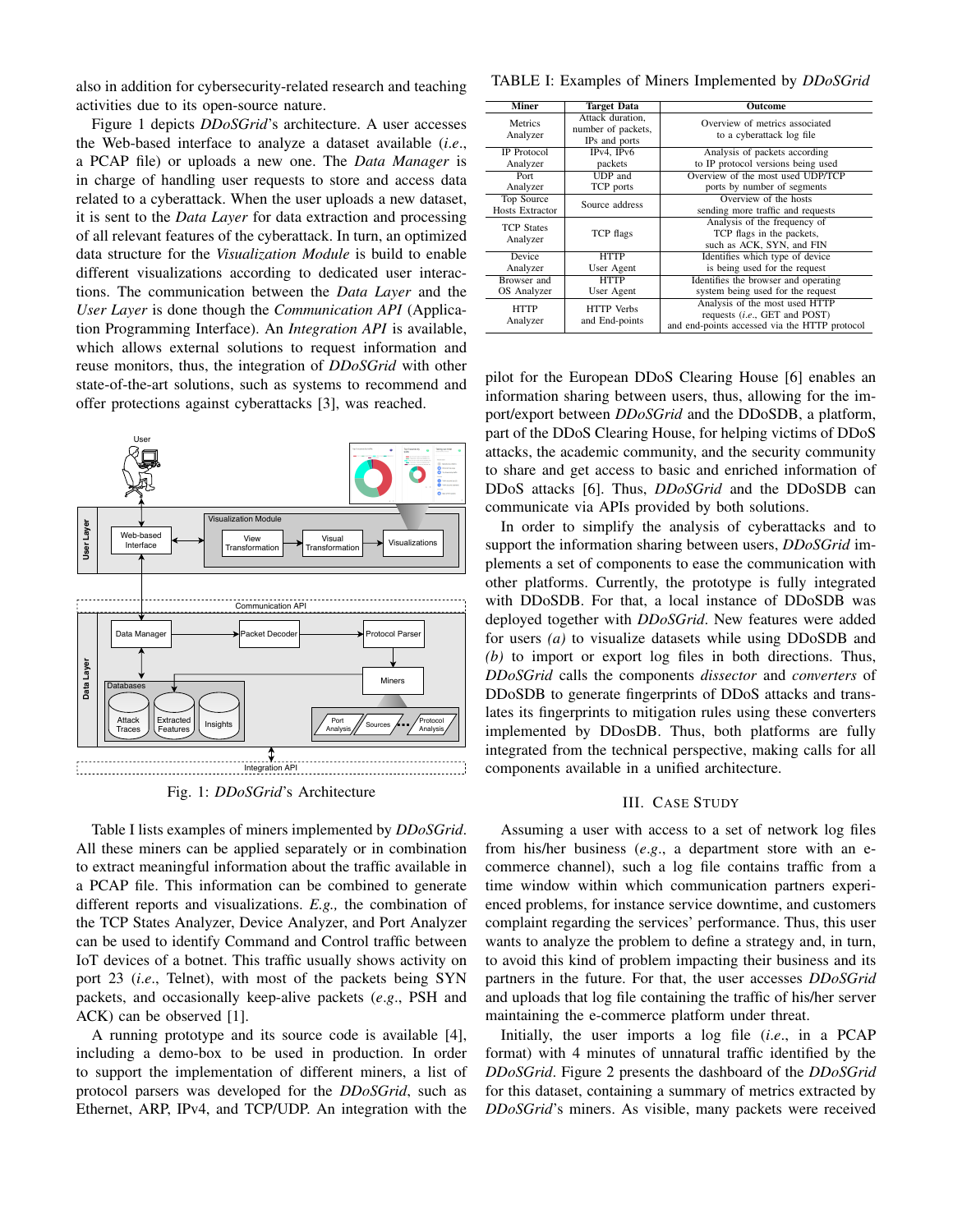also in addition for cybersecurity-related research and teaching activities due to its open-source nature.

Figure 1 depicts *DDoSGrid*'s architecture. A user accesses the Web-based interface to analyze a dataset available (*i.e.*, a PCAP file) or uploads a new one. The *Data Manager* is in charge of handling user requests to store and access data related to a cyberattack. When the user uploads a new dataset, it is sent to the *Data Layer* for data extraction and processing of all relevant features of the cyberattack. In turn, an optimized data structure for the *Visualization Module* is build to enable different visualizations according to dedicated user interactions. The communication between the *Data Layer* and the *User Layer* is done though the *Communication API* (Application Programming Interface). An *Integration API* is available, which allows external solutions to request information and reuse monitors, thus, the integration of *DDoSGrid* with other state-of-the-art solutions, such as systems to recommend and offer protections against cyberattacks [3], was reached.

Fig. 1: *DDoSGrid*'s Architecture

Table I lists examples of miners implemented by *DDoSGrid*. All these miners can be applied separately or in combination to extract meaningful information about the traffic available in a PCAP file. This information can be combined to generate different reports and visualizations. *E.g.,* the combination of the TCP States Analyzer, Device Analyzer, and Port Analyzer can be used to identify Command and Control traffic between IoT devices of a botnet. This traffic usually shows activity on port 23 (*i.e.*, Telnet), with most of the packets being SYN packets, and occasionally keep-alive packets (*e.g.*, PSH and ACK) can be observed [1].

A running prototype and its source code is available [4], including a demo-box to be used in production. In order to support the implementation of different miners, a list of protocol parsers was developed for the *DDoSGrid*, such as Ethernet, ARP, IPv4, and TCP/UDP. An integration with the pilot for the European DDoS Clearing House [6] enables an information sharing between users, thus, allowing for the import/export between *DDoSGrid* and the DDoSDB, a platform, part of the DDoS Clearing House, for helping victims of DDoS attacks, the academic community, and the security community to share and get access to basic and enriched information of DDoS attacks [6]. Thus, *DDoSGrid* and the DDoSDB can communicate via APIs provided by both solutions.

TABLE I: Examples of Miners Implemented by *DDoSGrid*

| Miner | Target Data | Outcome |
|---|---|---|
| Metrics Analyzer | Attack duration, number of packets, IPs and ports | Overview of metrics associated to a cyberattack log file |
| IP Protocol Analyzer | IPv4, IPv6 packets | Analysis of packets according to IP protocol versions being used |
| Port Analyzer | UDP and TCP ports | Overview of the most used UDP/TCP ports by number of segments |
| Top Source Hosts Extractor | Source address | Overview of the hosts sending more traffic and requests |
| TCP States Analyzer | TCP flags | Analysis of the frequency of TCP flags in the packets, such as ACK, SYN, and FIN |
| Device Analyzer | HTTP User Agent | Identifies which type of device is being used for the request |
| Browser and OS Analyzer | HTTP User Agent | Identifies the browser and operating system being used for the request |
| HTTP Analyzer | HTTP Verbs and End-points | Analysis of the most used HTTP requests (*i.e.*, GET and POST) and end-points accessed via the HTTP protocol |

In order to simplify the analysis of cyberattacks and to support the information sharing between users, *DDoSGrid* implements a set of components to ease the communication with other platforms. Currently, the prototype is fully integrated with DDoSDB. For that, a local instance of DDoSDB was deployed together with *DDoSGrid*. New features were added for users *(a)* to visualize datasets while using DDoSDB and *(b)* to import or export log files in both directions. Thus, *DDoSGrid* calls the components *dissector* and *converters* of DDoSDB to generate fingerprints of DDoS attacks and translates its fingerprints to mitigation rules using these converters implemented by DDosDB. Thus, both platforms are fully integrated from the technical perspective, making calls for all components available in a unified architecture.

## III. Case Study

Assuming a user with access to a set of network log files from his/her business (*e.g.*, a department store with an e-commerce channel), such a log file contains traffic from a time window within which communication partners experienced problems, for instance service downtime, and customers complaint regarding the services' performance. Thus, this user wants to analyze the problem to define a strategy and, in turn, to avoid this kind of problem impacting their business and its partners in the future. For that, the user accesses *DDoSGrid* and uploads that log file containing the traffic of his/her server maintaining the e-commerce platform under threat.

Initially, the user imports a log file (*i.e.*, in a PCAP format) with 4 minutes of unnatural traffic identified by the *DDoSGrid*. Figure 2 presents the dashboard of the *DDoSGrid* for this dataset, containing a summary of metrics extracted by *DDoSGrid*'s miners. As visible, many packets were received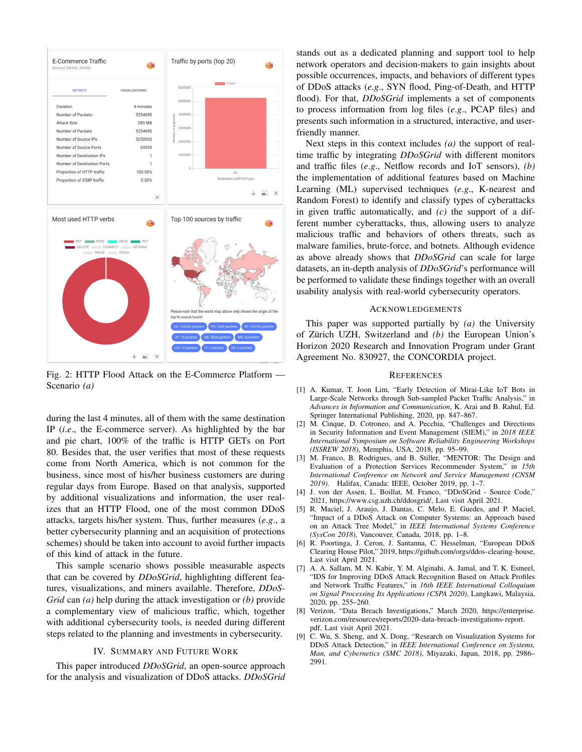E-Commerce Traffic
Dataset (864d5..d4448)

METRICS VISUALIZATIONS

Duration 4 minutes
Number of Packets: 5254695
Attack Size 283 MB
Number of Packets 5254695
Number of Source IPs 5250933
Number of Source Ports 65535
Number of Destination IPs 1
Number of Destination Ports 1
Proportion of HTTP traffic 100.00%
Proportion of ICMP traffic 0.00%

Traffic by ports (top 20)
Count
6000000
5000000
4000000
3000000
2000000
1000000
0
Number of segments
80
Destination UDP/TCP port

Most used HTTP verbs
GET POST HEAD PUT DELETE CONNECT OPTIONS TRACE PATCH

Top 100 sources by traffic
Please note that the world map above only shows the origin of the top N source hosts!
US: 135543 packets PA: 3289 packets IN: 126798 packets JP: 10 packets GB: 5600 packets MX: 4 packets CN: 10 packets IT: 2 packets RU: 6 packets

Fig. 2: HTTP Flood Attack on the E-Commerce Platform — Scenario *(a)*

during the last 4 minutes, all of them with the same destination IP (*i.e.*, the E-commerce server). As highlighted by the bar and pie chart, 100% of the traffic is HTTP GETs on Port 80. Besides that, the user verifies that most of these requests come from North America, which is not common for the business, since most of his/her business customers are during regular days from Europe. Based on that analysis, supported by additional visualizations and information, the user realizes that an HTTP Flood, one of the most common DDoS attacks, targets his/her system. Thus, further measures (*e.g.*, a better cybersecurity planning and an acquisition of protections schemes) should be taken into account to avoid further impacts of this kind of attack in the future.

This sample scenario shows possible measurable aspects that can be covered by *DDoSGrid*, highlighting different features, visualizations, and miners available. Therefore, *DDoSGrid* can *(a)* help during the attack investigation or *(b)* provide a complementary view of malicious traffic, which, together with additional cybersecurity tools, is needed during different steps related to the planning and investments in cybersecurity.

## IV. Summary and Future Work

This paper introduced *DDoSGrid*, an open-source approach for the analysis and visualization of DDoS attacks. *DDoSGrid* stands out as a dedicated planning and support tool to help network operators and decision-makers to gain insights about possible occurrences, impacts, and behaviors of different types of DDoS attacks (*e.g.*, SYN flood, Ping-of-Death, and HTTP flood). For that, *DDoSGrid* implements a set of components to process information from log files (*e.g.*, PCAP files) and presents such information in a structured, interactive, and user-friendly manner.

Next steps in this context includes *(a)* the support of real-time traffic by integrating *DDoSGrid* with different monitors and traffic files (*e.g.*, Netflow records and IoT sensors), *(b)* the implementation of additional features based on Machine Learning (ML) supervised techniques (*e.g.*, K-nearest and Random Forest) to identify and classify types of cyberattacks in given traffic automatically, and *(c)* the support of a different number cyberattacks, thus, allowing users to analyze malicious traffic and behaviors of others threats, such as malware families, brute-force, and botnets. Although evidence as above already shows that *DDoSGrid* can scale for large datasets, an in-depth analysis of *DDoSGrid*'s performance will be performed to validate these findings together with an overall usability analysis with real-world cybersecurity operators.

## Acknowledgements

This paper was supported partially by *(a)* the University of Zürich UZH, Switzerland and *(b)* the European Union's Horizon 2020 Research and Innovation Program under Grant Agreement No. 830927, the CONCORDIA project.

## References

[1] A. Kumar, T. Joon Lim, "Early Detection of Mirai-Like IoT Bots in Large-Scale Networks through Sub-sampled Packet Traffic Analysis," in *Advances in Information and Communication*, K. Arai and B. Rahul, Ed. Springer International Publishing, 2020, pp. 847–867.

[2] M. Cinque, D. Cotroneo, and A. Pecchia, "Challenges and Directions in Security Information and Event Management (SIEM)," in *2018 IEEE International Symposium on Software Reliability Engineering Workshops (ISSREW 2018)*, Memphis, USA, 2018, pp. 95–99.

[3] M. Franco, B. Rodrigues, and B. Stiller, "MENTOR: The Design and Evaluation of a Protection Services Recommender System," in *15th International Conference on Network and Service Management (CNSM 2019)*. Halifax, Canada: IEEE, October 2019, pp. 1–7.

[4] J. von der Assen, L. Boillat, M. Franco, "DDoSGrid - Source Code," 2021, https://www.csg.uzh.ch/ddosgrid/, Last visit April 2021.

[5] R. Maciel, J. Araujo, J. Dantas, C. Melo, E. Guedes, and P. Maciel, "Impact of a DDoS Attack on Computer Systems: an Approach based on an Attack Tree Model," in *IEEE International Systems Conference (SysCon 2018)*, Vancouver, Canada, 2018, pp. 1–8.

[6] R. Poortinga, J. Ceron, J. Santanna, C. Hesselman, "European DDoS Clearing House Pilot," 2019, https://github.com/orgs/ddos-clearing-house, Last visit April 2021.

[7] A. A. Sallam, M. N. Kabir, Y. M. Alginahi, A. Jamal, and T. K. Esmeel, "IDS for Improving DDoS Attack Recognition Based on Attack Profiles and Network Traffic Features," in *16th IEEE International Colloquium on Signal Processing Its Applications (CSPA 2020)*, Langkawi, Malaysia, 2020, pp. 255–260.

[8] Verizon, "Data Breach Investigations," March 2020, https://enterprise.verizon.com/resources/reports/2020-data-breach-investigations-report.pdf, Last visit April 2021.

[9] C. Wu, S. Sheng, and X. Dong, "Research on Visualization Systems for DDoS Attack Detection," in *IEEE International Conference on Systems, Man, and Cybernetics (SMC 2018)*, Miyazaki, Japan, 2018, pp. 2986–2991.